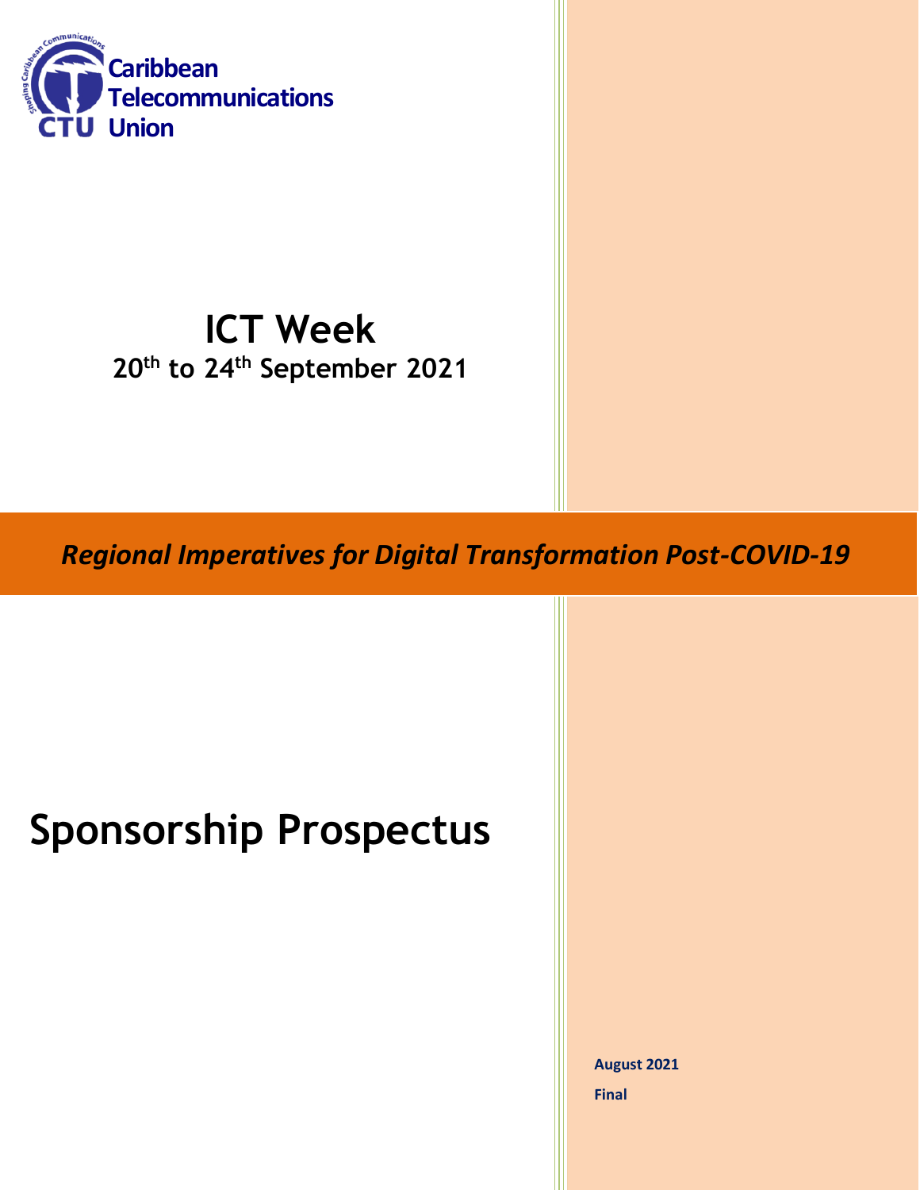Caribbean Telecommunications Union

# ICT Week

## 20th to 24th September 2021

*Regional Imperatives for Digital Transformation Post-COVID-19*

# Sponsorship Prospectus

**August 2021**

**Final**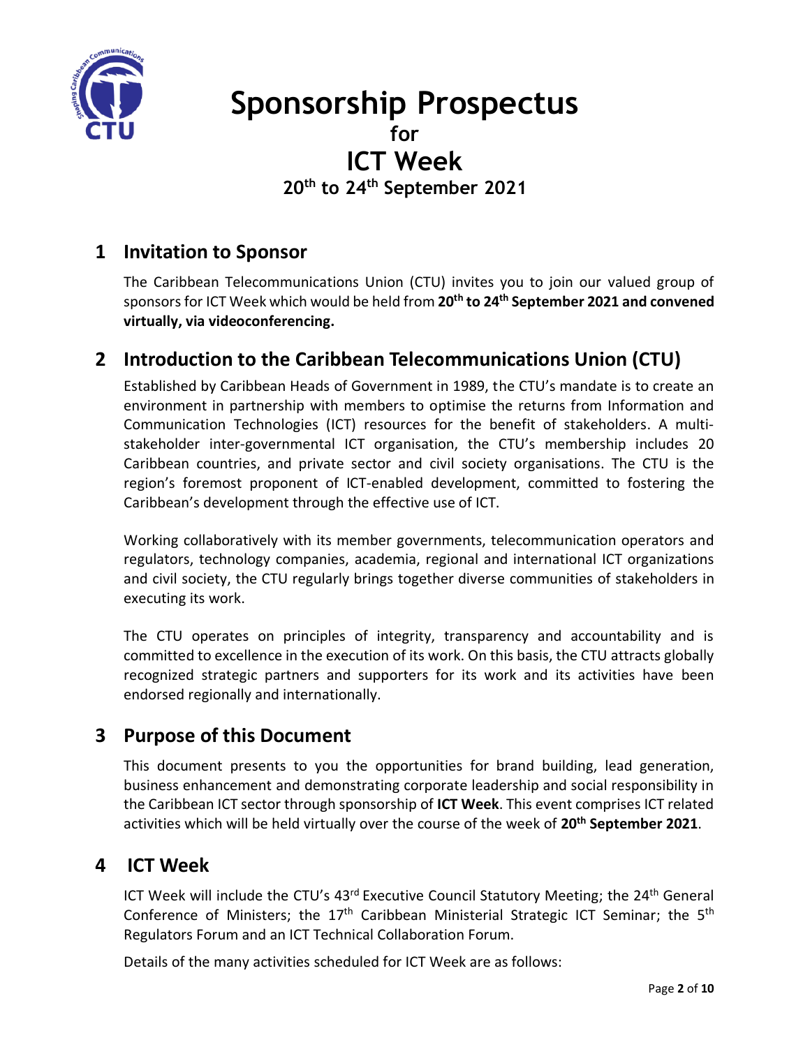# Sponsorship Prospectus
### for
# ICT Week
### 20th to 24th September 2021

## 1 Invitation to Sponsor

The Caribbean Telecommunications Union (CTU) invites you to join our valued group of sponsors for ICT Week which would be held from **20th to 24th September 2021 and convened virtually, via videoconferencing.**

## 2 Introduction to the Caribbean Telecommunications Union (CTU)

Established by Caribbean Heads of Government in 1989, the CTU's mandate is to create an environment in partnership with members to optimise the returns from Information and Communication Technologies (ICT) resources for the benefit of stakeholders. A multi-stakeholder inter-governmental ICT organisation, the CTU's membership includes 20 Caribbean countries, and private sector and civil society organisations. The CTU is the region's foremost proponent of ICT-enabled development, committed to fostering the Caribbean's development through the effective use of ICT.

Working collaboratively with its member governments, telecommunication operators and regulators, technology companies, academia, regional and international ICT organizations and civil society, the CTU regularly brings together diverse communities of stakeholders in executing its work.

The CTU operates on principles of integrity, transparency and accountability and is committed to excellence in the execution of its work. On this basis, the CTU attracts globally recognized strategic partners and supporters for its work and its activities have been endorsed regionally and internationally.

## 3 Purpose of this Document

This document presents to you the opportunities for brand building, lead generation, business enhancement and demonstrating corporate leadership and social responsibility in the Caribbean ICT sector through sponsorship of **ICT Week**. This event comprises ICT related activities which will be held virtually over the course of the week of **20th September 2021**.

## 4 ICT Week

ICT Week will include the CTU's 43rd Executive Council Statutory Meeting; the 24th General Conference of Ministers; the 17th Caribbean Ministerial Strategic ICT Seminar; the 5th Regulators Forum and an ICT Technical Collaboration Forum.

Details of the many activities scheduled for ICT Week are as follows: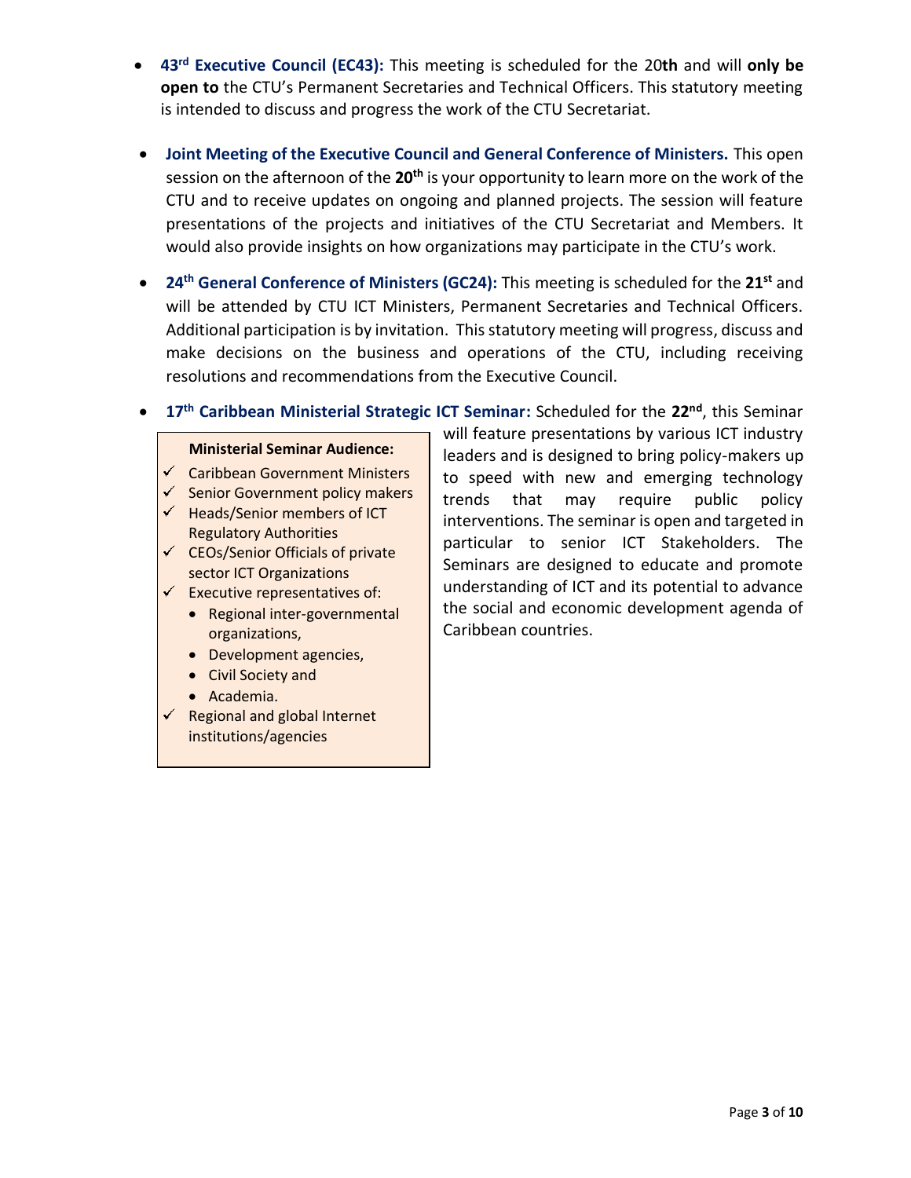- **43rd Executive Council (EC43):** This meeting is scheduled for the 20**th** and will **only be open to** the CTU's Permanent Secretaries and Technical Officers. This statutory meeting is intended to discuss and progress the work of the CTU Secretariat.

- **Joint Meeting of the Executive Council and General Conference of Ministers.** This open session on the afternoon of the **20th** is your opportunity to learn more on the work of the CTU and to receive updates on ongoing and planned projects. The session will feature presentations of the projects and initiatives of the CTU Secretariat and Members. It would also provide insights on how organizations may participate in the CTU's work.

- **24th General Conference of Ministers (GC24):** This meeting is scheduled for the **21st** and will be attended by CTU ICT Ministers, Permanent Secretaries and Technical Officers. Additional participation is by invitation. This statutory meeting will progress, discuss and make decisions on the business and operations of the CTU, including receiving resolutions and recommendations from the Executive Council.

- **17th Caribbean Ministerial Strategic ICT Seminar:** Scheduled for the **22nd**, this Seminar will feature presentations by various ICT industry leaders and is designed to bring policy-makers up to speed with new and emerging technology trends that may require public policy interventions. The seminar is open and targeted in particular to senior ICT Stakeholders. The Seminars are designed to educate and promote understanding of ICT and its potential to advance the social and economic development agenda of Caribbean countries.

**Ministerial Seminar Audience:**

- ✓ Caribbean Government Ministers
- ✓ Senior Government policy makers
- ✓ Heads/Senior members of ICT Regulatory Authorities
- ✓ CEOs/Senior Officials of private sector ICT Organizations
- ✓ Executive representatives of:
  - Regional inter-governmental organizations,
  - Development agencies,
  - Civil Society and
  - Academia.
- ✓ Regional and global Internet institutions/agencies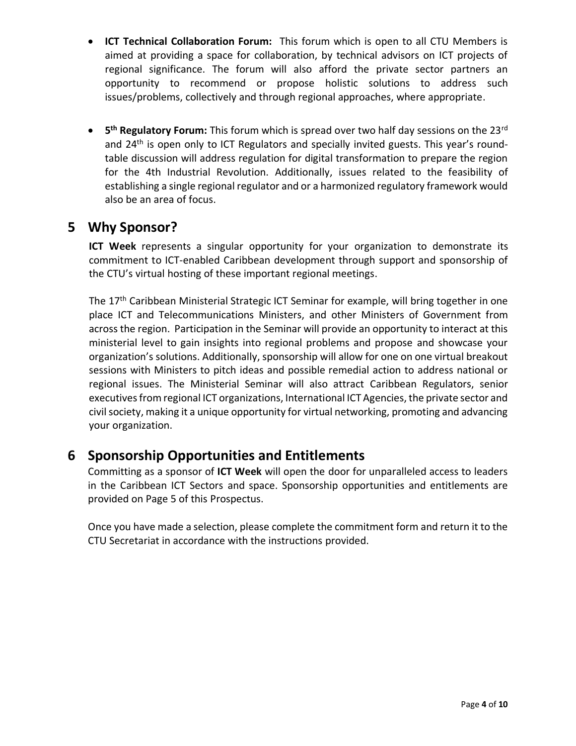- **ICT Technical Collaboration Forum:** This forum which is open to all CTU Members is aimed at providing a space for collaboration, by technical advisors on ICT projects of regional significance. The forum will also afford the private sector partners an opportunity to recommend or propose holistic solutions to address such issues/problems, collectively and through regional approaches, where appropriate.

- **5th Regulatory Forum:** This forum which is spread over two half day sessions on the 23rd and 24th is open only to ICT Regulators and specially invited guests. This year's round-table discussion will address regulation for digital transformation to prepare the region for the 4th Industrial Revolution. Additionally, issues related to the feasibility of establishing a single regional regulator and or a harmonized regulatory framework would also be an area of focus.

## 5 Why Sponsor?

**ICT Week** represents a singular opportunity for your organization to demonstrate its commitment to ICT-enabled Caribbean development through support and sponsorship of the CTU's virtual hosting of these important regional meetings.

The 17th Caribbean Ministerial Strategic ICT Seminar for example, will bring together in one place ICT and Telecommunications Ministers, and other Ministers of Government from across the region. Participation in the Seminar will provide an opportunity to interact at this ministerial level to gain insights into regional problems and propose and showcase your organization's solutions. Additionally, sponsorship will allow for one on one virtual breakout sessions with Ministers to pitch ideas and possible remedial action to address national or regional issues. The Ministerial Seminar will also attract Caribbean Regulators, senior executives from regional ICT organizations, International ICT Agencies, the private sector and civil society, making it a unique opportunity for virtual networking, promoting and advancing your organization.

## 6 Sponsorship Opportunities and Entitlements

Committing as a sponsor of **ICT Week** will open the door for unparalleled access to leaders in the Caribbean ICT Sectors and space. Sponsorship opportunities and entitlements are provided on Page 5 of this Prospectus.

Once you have made a selection, please complete the commitment form and return it to the CTU Secretariat in accordance with the instructions provided.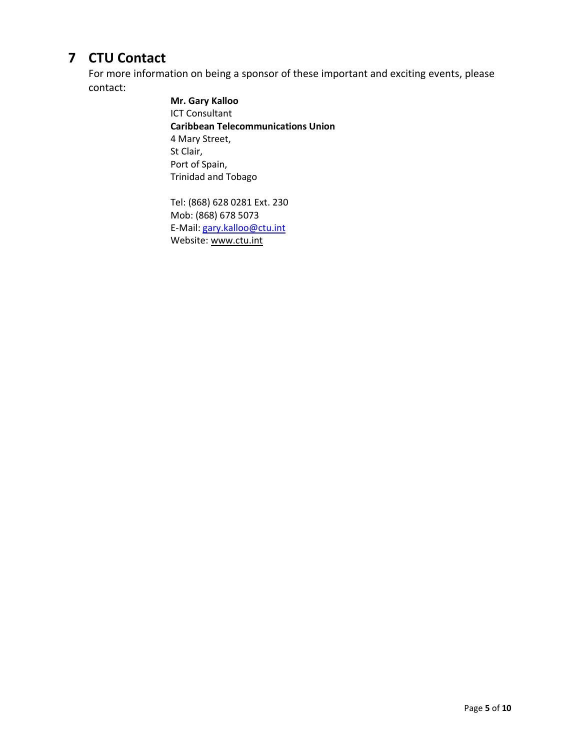# 7 CTU Contact

For more information on being a sponsor of these important and exciting events, please contact:

**Mr. Gary Kalloo**
ICT Consultant
**Caribbean Telecommunications Union**
4 Mary Street,
St Clair,
Port of Spain,
Trinidad and Tobago

Tel: (868) 628 0281 Ext. 230
Mob: (868) 678 5073
E-Mail: gary.kalloo@ctu.int
Website: www.ctu.int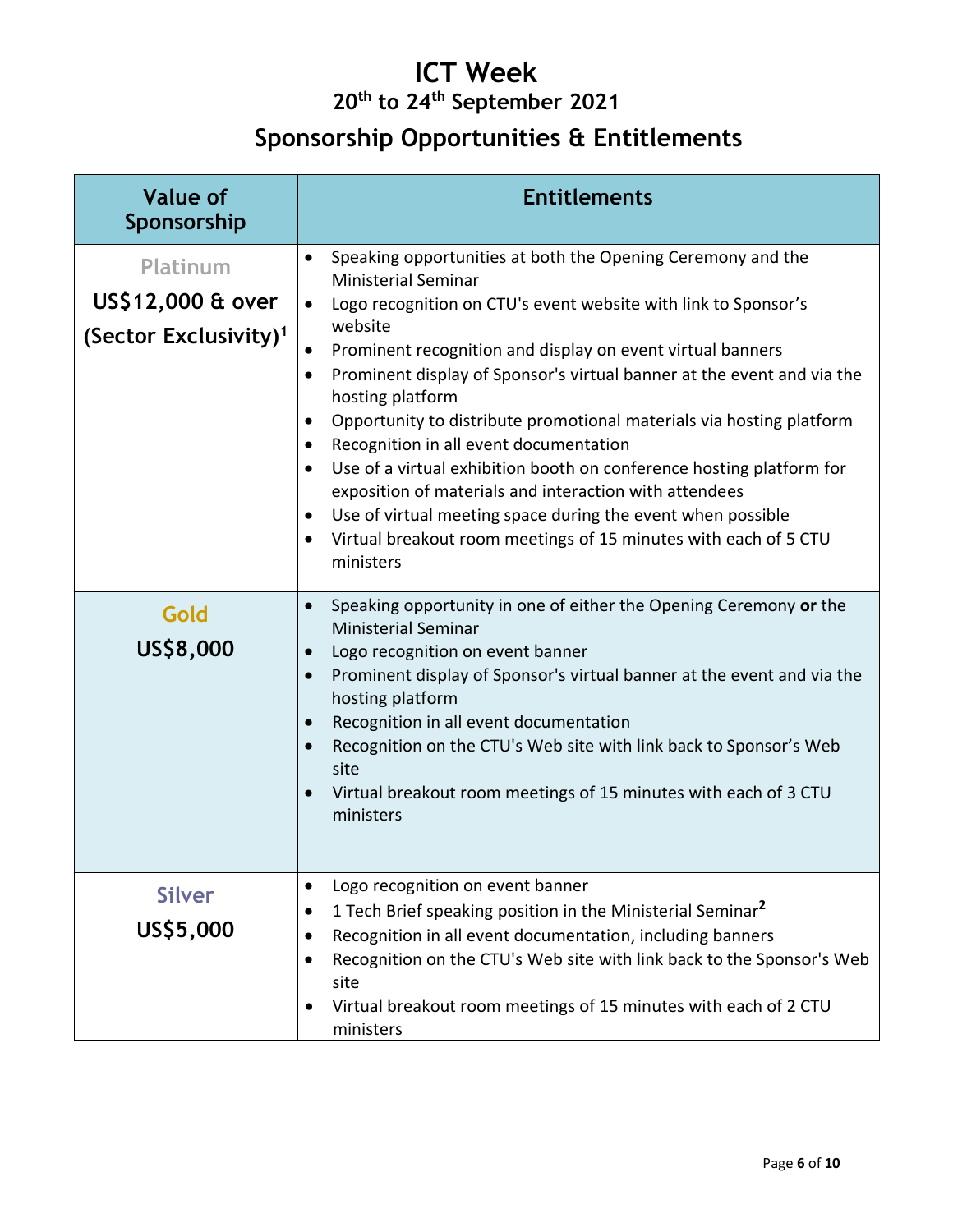# ICT Week

## 20th to 24th September 2021

## Sponsorship Opportunities & Entitlements

| Value of Sponsorship | Entitlements |
|---|---|
| Platinum<br>**US$12,000 & over**<br>**(Sector Exclusivity)[1]** | • Speaking opportunities at both the Opening Ceremony and the Ministerial Seminar<br>• Logo recognition on CTU's event website with link to Sponsor's website<br>• Prominent recognition and display on event virtual banners<br>• Prominent display of Sponsor's virtual banner at the event and via the hosting platform<br>• Opportunity to distribute promotional materials via hosting platform<br>• Recognition in all event documentation<br>• Use of a virtual exhibition booth on conference hosting platform for exposition of materials and interaction with attendees<br>• Use of virtual meeting space during the event when possible<br>• Virtual breakout room meetings of 15 minutes with each of 5 CTU ministers |
| Gold<br>**US$8,000** | • Speaking opportunity in one of either the Opening Ceremony **or** the Ministerial Seminar<br>• Logo recognition on event banner<br>• Prominent display of Sponsor's virtual banner at the event and via the hosting platform<br>• Recognition in all event documentation<br>• Recognition on the CTU's Web site with link back to Sponsor's Web site<br>• Virtual breakout room meetings of 15 minutes with each of 3 CTU ministers |
| Silver<br>**US$5,000** | • Logo recognition on event banner<br>• 1 Tech Brief speaking position in the Ministerial Seminar[2]<br>• Recognition in all event documentation, including banners<br>• Recognition on the CTU's Web site with link back to the Sponsor's Web site<br>• Virtual breakout room meetings of 15 minutes with each of 2 CTU ministers |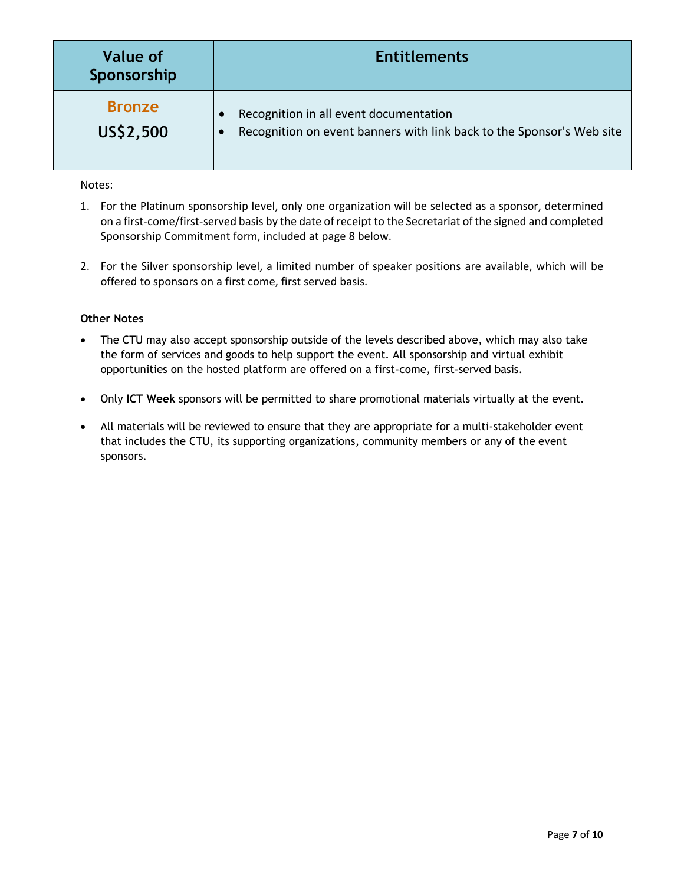| Value of Sponsorship | Entitlements |
|---|---|
| **Bronze**<br>**US$2,500** | • Recognition in all event documentation<br>• Recognition on event banners with link back to the Sponsor's Web site |

Notes:

1. For the Platinum sponsorship level, only one organization will be selected as a sponsor, determined on a first-come/first-served basis by the date of receipt to the Secretariat of the signed and completed Sponsorship Commitment form, included at page 8 below.

2. For the Silver sponsorship level, a limited number of speaker positions are available, which will be offered to sponsors on a first come, first served basis.

**Other Notes**

- The CTU may also accept sponsorship outside of the levels described above, which may also take the form of services and goods to help support the event. All sponsorship and virtual exhibit opportunities on the hosted platform are offered on a first-come, first-served basis.

- Only **ICT Week** sponsors will be permitted to share promotional materials virtually at the event.

- All materials will be reviewed to ensure that they are appropriate for a multi-stakeholder event that includes the CTU, its supporting organizations, community members or any of the event sponsors.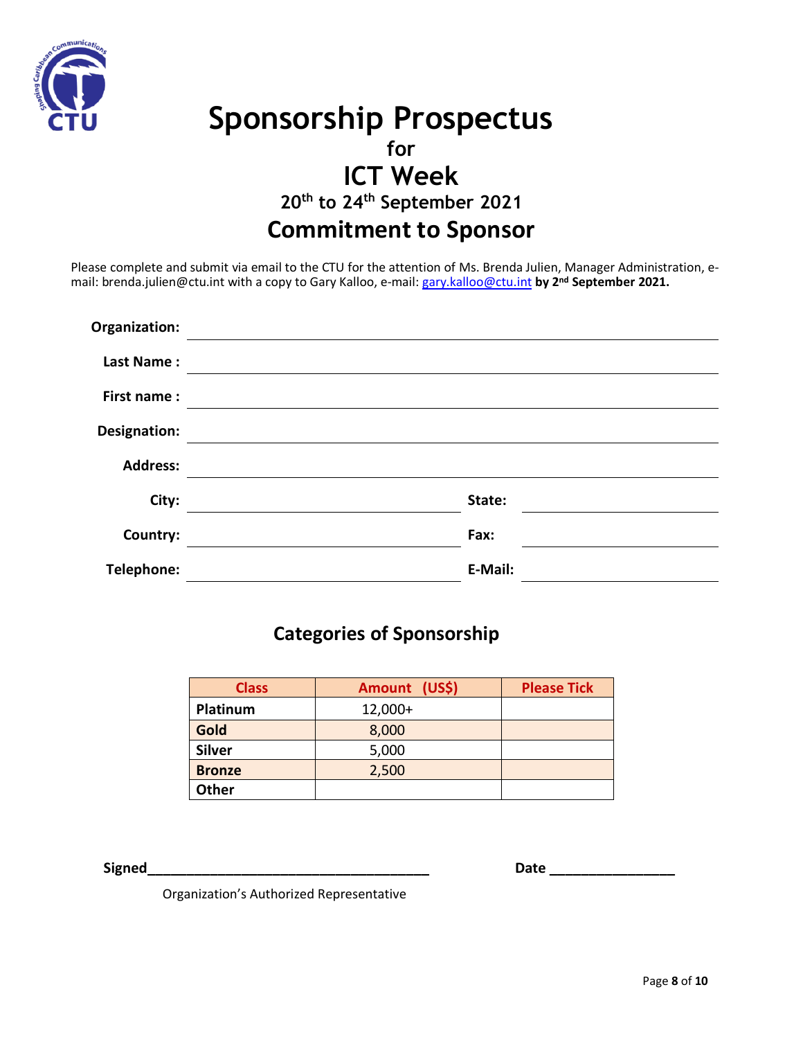# Sponsorship Prospectus

## for

# ICT Week

### 20th to 24th September 2021

## Commitment to Sponsor

Please complete and submit via email to the CTU for the attention of Ms. Brenda Julien, Manager Administration, e-mail: brenda.julien@ctu.int with a copy to Gary Kalloo, e-mail: gary.kalloo@ctu.int **by 2nd September 2021.**

**Organization:** ____________________________________________

**Last Name :** ____________________________________________

**First name :** ____________________________________________

**Designation:** ____________________________________________

**Address:** ____________________________________________

**City:** ______________________ **State:** ______________________

**Country:** ______________________ **Fax:** ______________________

**Telephone:** ______________________ **E-Mail:** ______________________

## Categories of Sponsorship

| Class | Amount (US$) | Please Tick |
|---|---|---|
| **Platinum** | 12,000+ | |
| **Gold** | 8,000 | |
| **Silver** | 5,000 | |
| **Bronze** | 2,500 | |
| **Other** | | |

**Signed**_____________________________________ **Date** ________________

Organization's Authorized Representative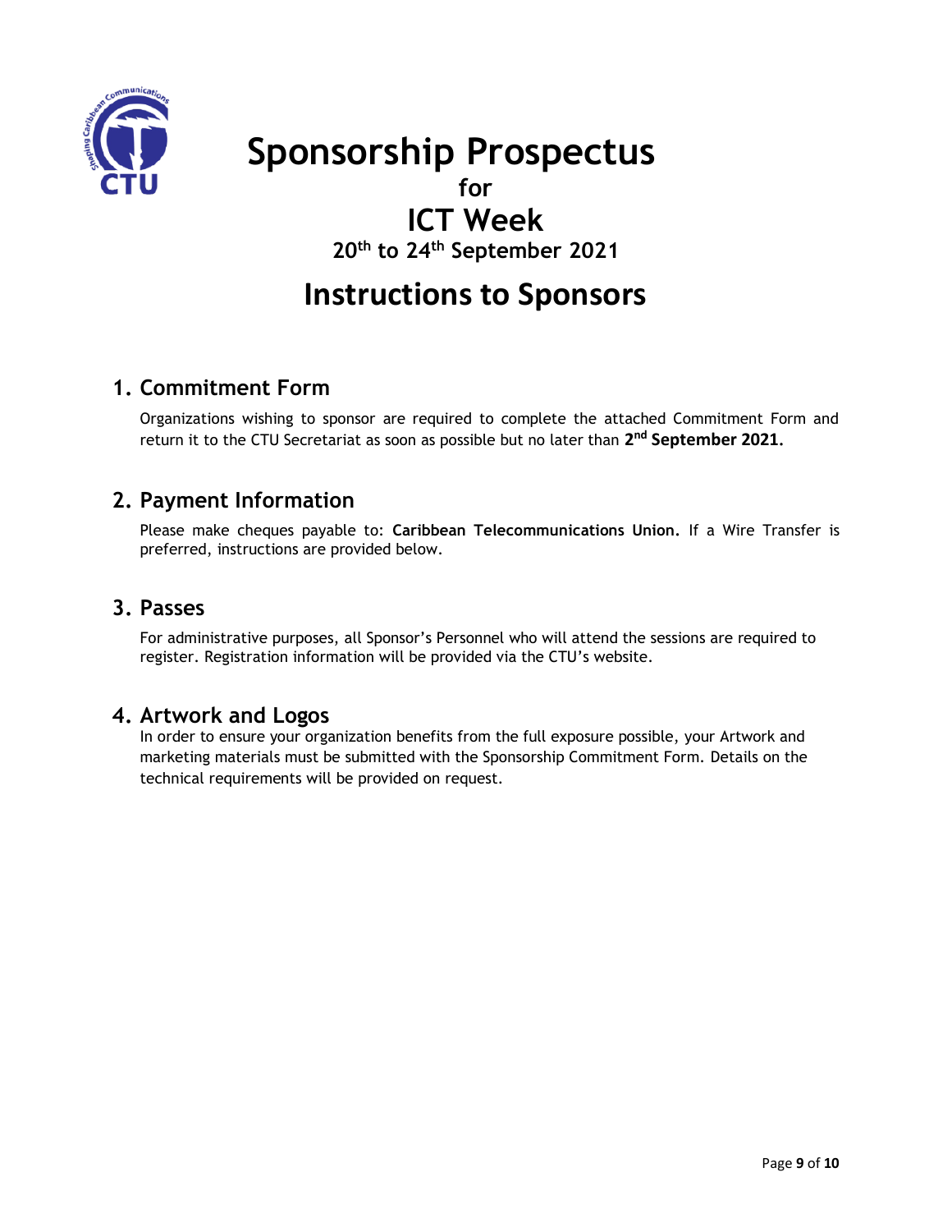# Sponsorship Prospectus

**for**

## ICT Week

**20th to 24th September 2021**

# Instructions to Sponsors

## 1. Commitment Form

Organizations wishing to sponsor are required to complete the attached Commitment Form and return it to the CTU Secretariat as soon as possible but no later than **2nd September 2021.**

## 2. Payment Information

Please make cheques payable to: **Caribbean Telecommunications Union.** If a Wire Transfer is preferred, instructions are provided below.

## 3. Passes

For administrative purposes, all Sponsor's Personnel who will attend the sessions are required to register. Registration information will be provided via the CTU's website.

## 4. Artwork and Logos

In order to ensure your organization benefits from the full exposure possible, your Artwork and marketing materials must be submitted with the Sponsorship Commitment Form. Details on the technical requirements will be provided on request.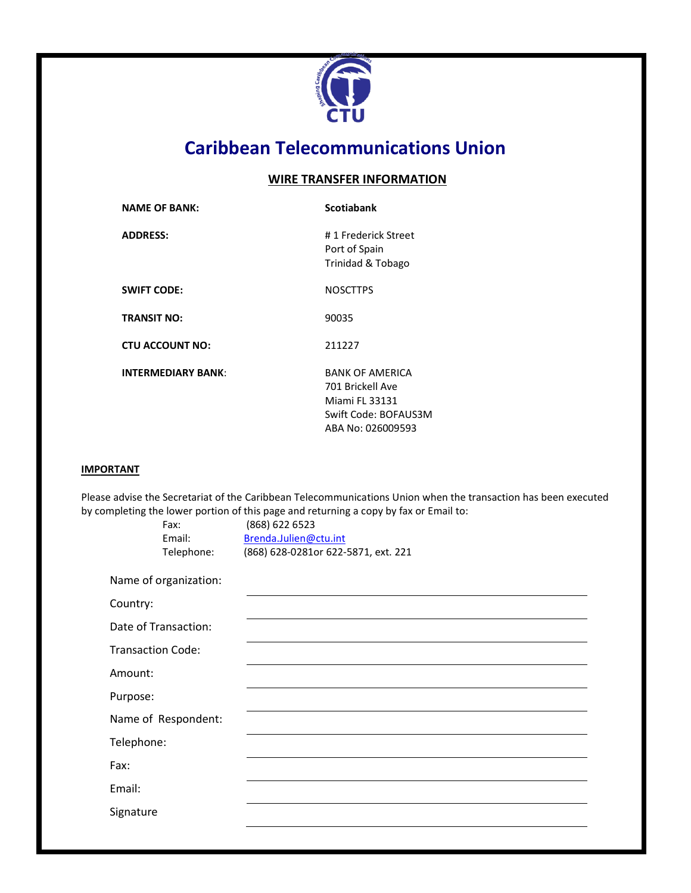# Caribbean Telecommunications Union

## WIRE TRANSFER INFORMATION

| | |
|---|---|
| **NAME OF BANK:** | **Scotiabank** |
| **ADDRESS:** | # 1 Frederick Street<br>Port of Spain<br>Trinidad & Tobago |
| **SWIFT CODE:** | NOSCTTPS |
| **TRANSIT NO:** | 90035 |
| **CTU ACCOUNT NO:** | 211227 |
| **INTERMEDIARY BANK:** | BANK OF AMERICA<br>701 Brickell Ave<br>Miami FL 33131<br>Swift Code: BOFAUS3M<br>ABA No: 026009593 |

**IMPORTANT**

Please advise the Secretariat of the Caribbean Telecommunications Union when the transaction has been executed by completing the lower portion of this page and returning a copy by fax or Email to:

Fax: (868) 622 6523
Email: Brenda.Julien@ctu.int
Telephone: (868) 628-0281or 622-5871, ext. 221

Name of organization: ______________________________

Country: ______________________________

Date of Transaction: ______________________________

Transaction Code: ______________________________

Amount: ______________________________

Purpose: ______________________________

Name of Respondent: ______________________________

Telephone: ______________________________

Fax: ______________________________

Email: ______________________________

Signature ______________________________